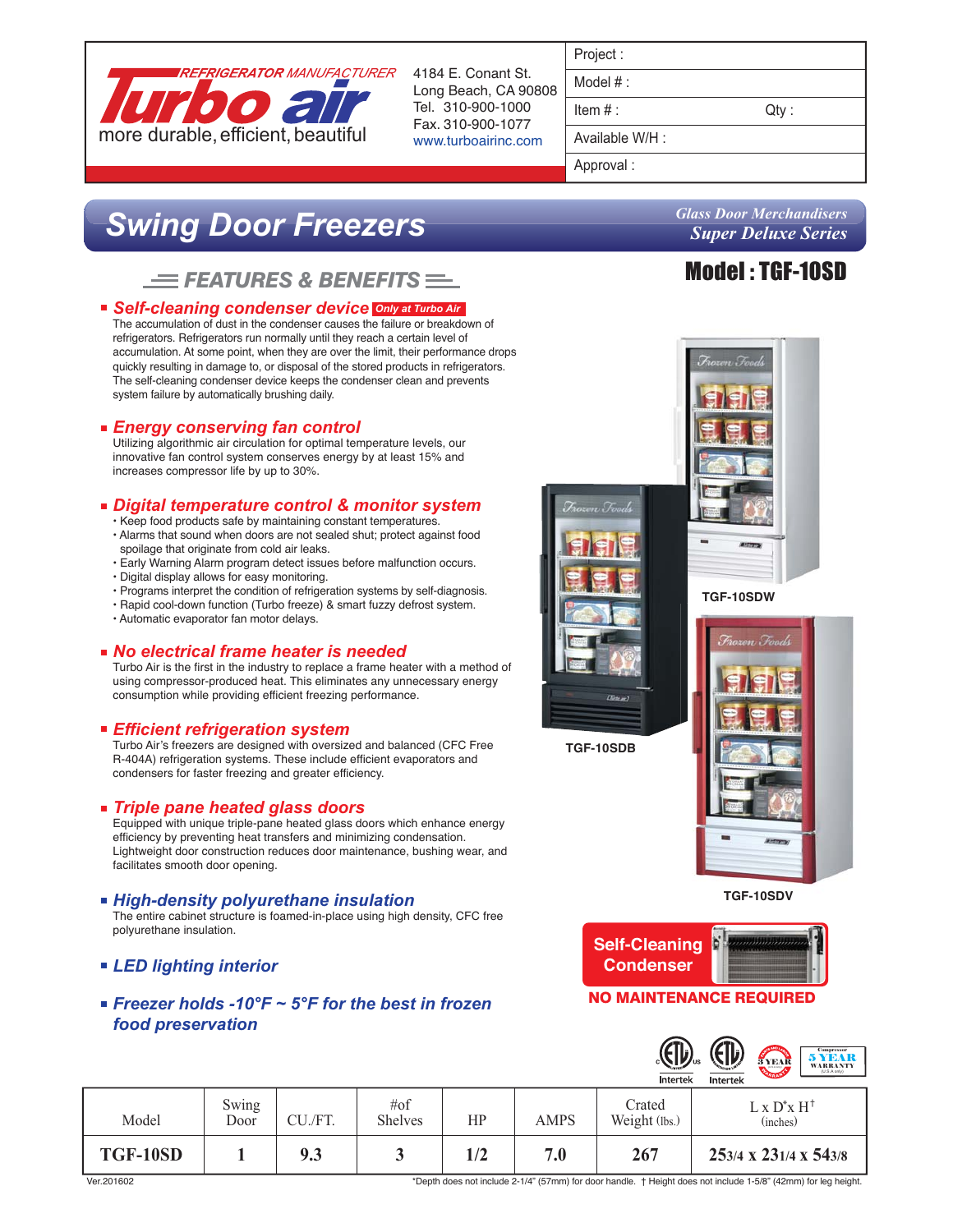REFRIGERATOR MANUFACTURER

**Turbo air**

more durable, efficient, beautiful

4184 E. Conant St.
Long Beach, CA 90808
Tel. 310-900-1000
Fax. 310-900-1077
www.turboairinc.com

| Project : | |
|---|---|
| Model # : | |
| Item # : | Qty : |
| Available W/H : | |
| Approval : | |

# Swing Door Freezers

*Glass Door Merchandisers*
*Super Deluxe Series*

## Model : TGF-10SD

## FEATURES & BENEFITS

- ***Self-cleaning condenser device*** **Only at Turbo Air**
  The accumulation of dust in the condenser causes the failure or breakdown of refrigerators. Refrigerators run normally until they reach a certain level of accumulation. At some point, when they are over the limit, their performance drops quickly resulting in damage to, or disposal of the stored products in refrigerators. The self-cleaning condenser device keeps the condenser clean and prevents system failure by automatically brushing daily.

- ***Energy conserving fan control***
  Utilizing algorithmic air circulation for optimal temperature levels, our innovative fan control system conserves energy by at least 15% and increases compressor life by up to 30%.

- ***Digital temperature control & monitor system***
  - Keep food products safe by maintaining constant temperatures.
  - Alarms that sound when doors are not sealed shut; protect against food spoilage that originate from cold air leaks.
  - Early Warning Alarm program detect issues before malfunction occurs.
  - Digital display allows for easy monitoring.
  - Programs interpret the condition of refrigeration systems by self-diagnosis.
  - Rapid cool-down function (Turbo freeze) & smart fuzzy defrost system.
  - Automatic evaporator fan motor delays.

- ***No electrical frame heater is needed***
  Turbo Air is the first in the industry to replace a frame heater with a method of using compressor-produced heat. This eliminates any unnecessary energy consumption while providing efficient freezing performance.

- ***Efficient refrigeration system***
  Turbo Air's freezers are designed with oversized and balanced (CFC Free R-404A) refrigeration systems. These include efficient evaporators and condensers for faster freezing and greater efficiency.

- ***Triple pane heated glass doors***
  Equipped with unique triple-pane heated glass doors which enhance energy efficiency by preventing heat transfers and minimizing condensation. Lightweight door construction reduces door maintenance, bushing wear, and facilitates smooth door opening.

- ***High-density polyurethane insulation***
  The entire cabinet structure is foamed-in-place using high density, CFC free polyurethane insulation.

- ***LED lighting interior***

- ***Freezer holds -10°F ~ 5°F for the best in frozen food preservation***

TGF-10SDW

TGF-10SDB

TGF-10SDV

**Self-Cleaning Condenser**

**NO MAINTENANCE REQUIRED**

| Model | Swing Door | CU./FT. | #of Shelves | HP | AMPS | Crated Weight (lbs.) | L x D* x H† (inches) |
|---|---|---|---|---|---|---|---|
| **TGF-10SD** | **1** | **9.3** | **3** | **1/2** | **7.0** | **267** | **25 3/4 x 23 1/4 x 54 3/8** |

Ver.201602

*Depth does not include 2-1/4" (57mm) for door handle. † Height does not include 1-5/8" (42mm) for leg height.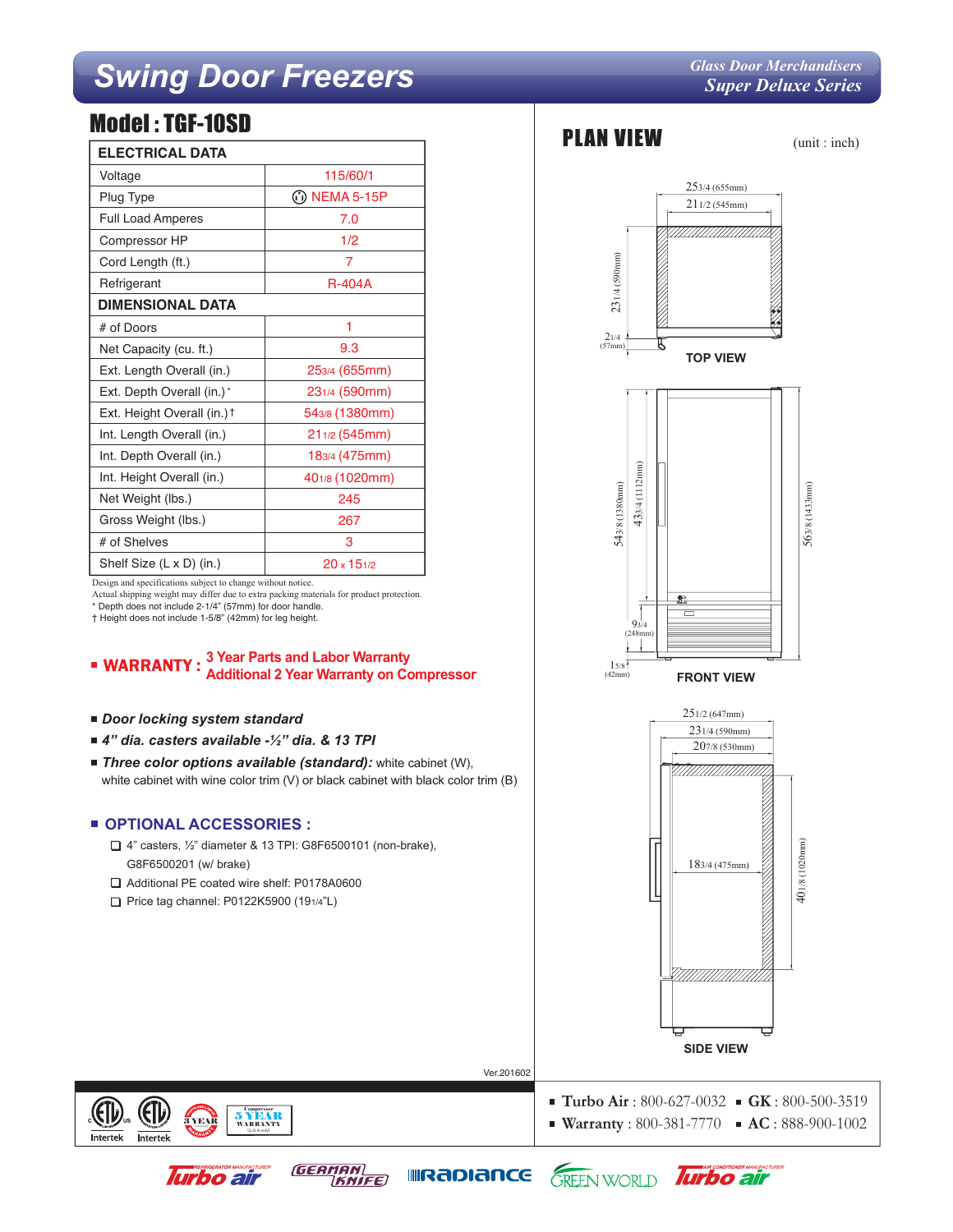# Swing Door Freezers

*Glass Door Merchandisers*
*Super Deluxe Series*

## Model : TGF-10SD

| ELECTRICAL DATA | |
|---|---|
| Voltage | 115/60/1 |
| Plug Type | NEMA 5-15P |
| Full Load Amperes | 7.0 |
| Compressor HP | 1/2 |
| Cord Length (ft.) | 7 |
| Refrigerant | R-404A |
| **DIMENSIONAL DATA** | |
| # of Doors | 1 |
| Net Capacity (cu. ft.) | 9.3 |
| Ext. Length Overall (in.) | 25 3/4 (655mm) |
| Ext. Depth Overall (in.)* | 23 1/4 (590mm) |
| Ext. Height Overall (in.)† | 54 3/8 (1380mm) |
| Int. Length Overall (in.) | 21 1/2 (545mm) |
| Int. Depth Overall (in.) | 18 3/4 (475mm) |
| Int. Height Overall (in.) | 40 1/8 (1020mm) |
| Net Weight (lbs.) | 245 |
| Gross Weight (lbs.) | 267 |
| # of Shelves | 3 |
| Shelf Size (L x D) (in.) | 20 x 15 1/2 |

Design and specifications subject to change without notice.
Actual shipping weight may differ due to extra packing materials for product protection.
* Depth does not include 2-1/4" (57mm) for door handle.
† Height does not include 1-5/8" (42mm) for leg height.

**WARRANTY : 3 Year Parts and Labor Warranty**
**Additional 2 Year Warranty on Compressor**

- ***Door locking system standard***
- ***4" dia. casters available -½" dia. & 13 TPI***
- ***Three color options available (standard):*** white cabinet (W), white cabinet with wine color trim (V) or black cabinet with black color trim (B)

### OPTIONAL ACCESSORIES :

- ☐ 4" casters, ½" diameter & 13 TPI: G8F6500101 (non-brake), G8F6500201 (w/ brake)
- ☐ Additional PE coated wire shelf: P0178A0600
- ☐ Price tag channel: P0122K5900 (19 1/4"L)

Ver.201602

## PLAN VIEW

(unit : inch)

TOP VIEW
25 3/4 (655mm)
21 1/2 (545mm)
23 1/4 (590mm)
2 1/4 (57mm)

FRONT VIEW
54 3/8 (1380mm)
43 3/4 (1112mm)
9 3/4 (248mm)
1 5/8 (42mm)
56 3/8 (1433mm)

SIDE VIEW
25 1/2 (647mm)
23 1/4 (590mm)
20 7/8 (530mm)
18 3/4 (475mm)
40 1/8 (1020mm)

- **Turbo Air** : 800-627-0032
- **GK** : 800-500-3519
- **Warranty** : 800-381-7770
- **AC** : 888-900-1002